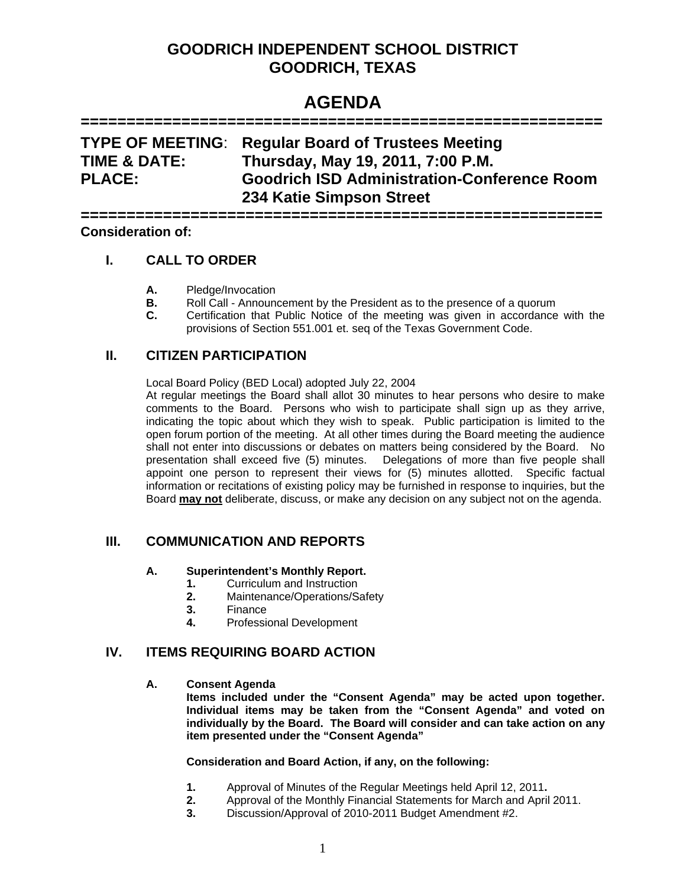# GOODRICH INDEPENDENT SCHOOL DISTRICT
# GOODRICH, TEXAS

## AGENDA

---

**TYPE OF MEETING**: **Regular Board of Trustees Meeting**
**TIME & DATE:** **Thursday, May 19, 2011, 7:00 P.M.**
**PLACE:** **Goodrich ISD Administration-Conference Room**
**234 Katie Simpson Street**

---

**Consideration of:**

### I. CALL TO ORDER

- **A.** Pledge/Invocation
- **B.** Roll Call - Announcement by the President as to the presence of a quorum
- **C.** Certification that Public Notice of the meeting was given in accordance with the provisions of Section 551.001 et. seq of the Texas Government Code.

### II. CITIZEN PARTICIPATION

Local Board Policy (BED Local) adopted July 22, 2004
At regular meetings the Board shall allot 30 minutes to hear persons who desire to make comments to the Board. Persons who wish to participate shall sign up as they arrive, indicating the topic about which they wish to speak. Public participation is limited to the open forum portion of the meeting. At all other times during the Board meeting the audience shall not enter into discussions or debates on matters being considered by the Board. No presentation shall exceed five (5) minutes. Delegations of more than five people shall appoint one person to represent their views for (5) minutes allotted. Specific factual information or recitations of existing policy may be furnished in response to inquiries, but the Board **may not** deliberate, discuss, or make any decision on any subject not on the agenda.

### III. COMMUNICATION AND REPORTS

**A. Superintendent's Monthly Report.**

1. Curriculum and Instruction
2. Maintenance/Operations/Safety
3. Finance
4. Professional Development

### IV. ITEMS REQUIRING BOARD ACTION

**A. Consent Agenda**

**Items included under the "Consent Agenda" may be acted upon together. Individual items may be taken from the "Consent Agenda" and voted on individually by the Board. The Board will consider and can take action on any item presented under the "Consent Agenda"**

**Consideration and Board Action, if any, on the following:**

1. Approval of Minutes of the Regular Meetings held April 12, 2011**.**
2. Approval of the Monthly Financial Statements for March and April 2011.
3. Discussion/Approval of 2010-2011 Budget Amendment #2.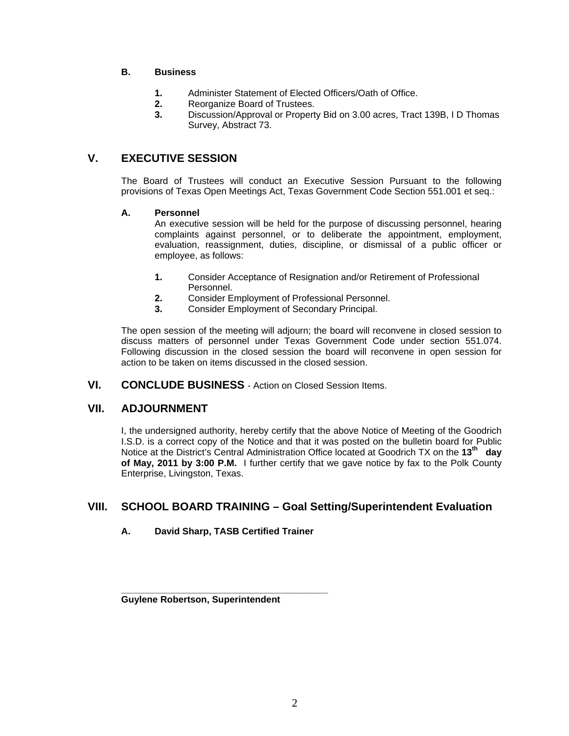**B. Business**

1. Administer Statement of Elected Officers/Oath of Office.
2. Reorganize Board of Trustees.
3. Discussion/Approval or Property Bid on 3.00 acres, Tract 139B, I D Thomas Survey, Abstract 73.

## V. EXECUTIVE SESSION

The Board of Trustees will conduct an Executive Session Pursuant to the following provisions of Texas Open Meetings Act, Texas Government Code Section 551.001 et seq.:

**A. Personnel**

An executive session will be held for the purpose of discussing personnel, hearing complaints against personnel, or to deliberate the appointment, employment, evaluation, reassignment, duties, discipline, or dismissal of a public officer or employee, as follows:

1. Consider Acceptance of Resignation and/or Retirement of Professional Personnel.
2. Consider Employment of Professional Personnel.
3. Consider Employment of Secondary Principal.

The open session of the meeting will adjourn; the board will reconvene in closed session to discuss matters of personnel under Texas Government Code under section 551.074. Following discussion in the closed session the board will reconvene in open session for action to be taken on items discussed in the closed session.

## VI. CONCLUDE BUSINESS - Action on Closed Session Items.

## VII. ADJOURNMENT

I, the undersigned authority, hereby certify that the above Notice of Meeting of the Goodrich I.S.D. is a correct copy of the Notice and that it was posted on the bulletin board for Public Notice at the District's Central Administration Office located at Goodrich TX on the **13th day of May, 2011 by 3:00 P.M.** I further certify that we gave notice by fax to the Polk County Enterprise, Livingston, Texas.

## VIII. SCHOOL BOARD TRAINING – Goal Setting/Superintendent Evaluation

**A. David Sharp, TASB Certified Trainer**

\_\_\_\_\_\_\_\_\_\_\_\_\_\_\_\_\_\_\_\_\_\_\_\_\_\_\_\_\_\_\_\_\_\_\_\_\_\_\_\_

**Guylene Robertson, Superintendent**